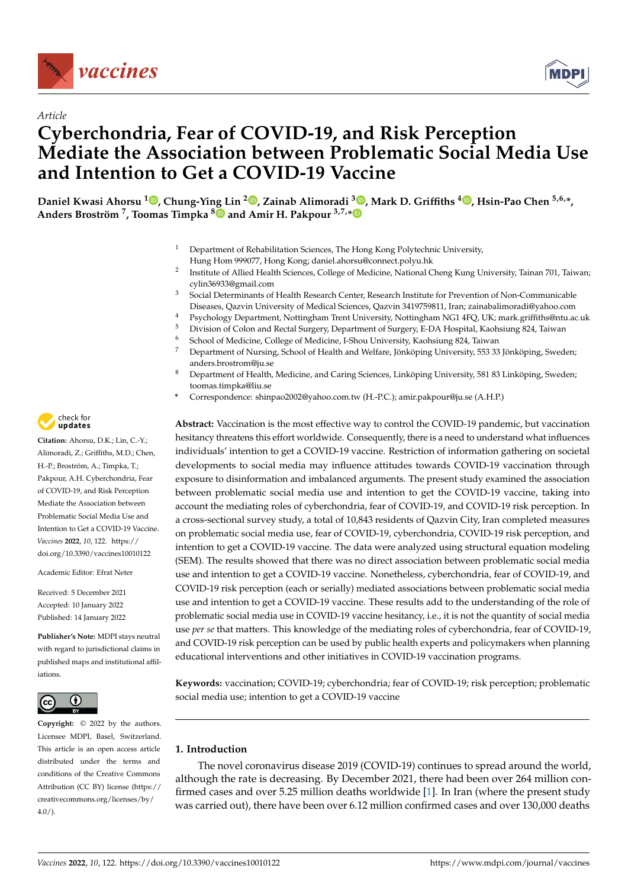*Article*

# Cyberchondria, Fear of COVID-19, and Risk Perception Mediate the Association between Problematic Social Media Use and Intention to Get a COVID-19 Vaccine

**Daniel Kwasi Ahorsu [1], Chung-Ying Lin [2], Zainab Alimoradi [3], Mark D. Griffiths [4], Hsin-Pao Chen [5,6,*], Anders Broström [7], Toomas Timpka [8] and Amir H. Pakpour [3,7,*]**

1. Department of Rehabilitation Sciences, The Hong Kong Polytechnic University, Hung Hom 999077, Hong Kong; daniel.ahorsu@connect.polyu.hk
2. Institute of Allied Health Sciences, College of Medicine, National Cheng Kung University, Tainan 701, Taiwan; cylin36933@gmail.com
3. Social Determinants of Health Research Center, Research Institute for Prevention of Non-Communicable Diseases, Qazvin University of Medical Sciences, Qazvin 3419759811, Iran; zainabalimoradi@yahoo.com
4. Psychology Department, Nottingham Trent University, Nottingham NG1 4FQ, UK; mark.griffiths@ntu.ac.uk
5. Division of Colon and Rectal Surgery, Department of Surgery, E-DA Hospital, Kaohsiung 824, Taiwan
6. School of Medicine, College of Medicine, I-Shou University, Kaohsiung 824, Taiwan
7. Department of Nursing, School of Health and Welfare, Jönköping University, 553 33 Jönköping, Sweden; anders.brostrom@ju.se
8. Department of Health, Medicine, and Caring Sciences, Linköping University, 581 83 Linköping, Sweden; toomas.timpka@liu.se

\* Correspondence: shinpao2002@yahoo.com.tw (H.-P.C.); amir.pakpour@ju.se (A.H.P.)

**Citation:** Ahorsu, D.K.; Lin, C.-Y.; Alimoradi, Z.; Griffiths, M.D.; Chen, H.-P.; Broström, A.; Timpka, T.; Pakpour, A.H. Cyberchondria, Fear of COVID-19, and Risk Perception Mediate the Association between Problematic Social Media Use and Intention to Get a COVID-19 Vaccine. *Vaccines* **2022**, *10*, 122. https://doi.org/10.3390/vaccines10010122

Academic Editor: Efrat Neter

Received: 5 December 2021
Accepted: 10 January 2022
Published: 14 January 2022

**Publisher's Note:** MDPI stays neutral with regard to jurisdictional claims in published maps and institutional affiliations.

**Copyright:** © 2022 by the authors. Licensee MDPI, Basel, Switzerland. This article is an open access article distributed under the terms and conditions of the Creative Commons Attribution (CC BY) license (https://creativecommons.org/licenses/by/4.0/).

**Abstract:** Vaccination is the most effective way to control the COVID-19 pandemic, but vaccination hesitancy threatens this effort worldwide. Consequently, there is a need to understand what influences individuals' intention to get a COVID-19 vaccine. Restriction of information gathering on societal developments to social media may influence attitudes towards COVID-19 vaccination through exposure to disinformation and imbalanced arguments. The present study examined the association between problematic social media use and intention to get the COVID-19 vaccine, taking into account the mediating roles of cyberchondria, fear of COVID-19, and COVID-19 risk perception. In a cross-sectional survey study, a total of 10,843 residents of Qazvin City, Iran completed measures on problematic social media use, fear of COVID-19, cyberchondria, COVID-19 risk perception, and intention to get a COVID-19 vaccine. The data were analyzed using structural equation modeling (SEM). The results showed that there was no direct association between problematic social media use and intention to get a COVID-19 vaccine. Nonetheless, cyberchondria, fear of COVID-19, and COVID-19 risk perception (each or serially) mediated associations between problematic social media use and intention to get a COVID-19 vaccine. These results add to the understanding of the role of problematic social media use in COVID-19 vaccine hesitancy, i.e., it is not the quantity of social media use *per se* that matters. This knowledge of the mediating roles of cyberchondria, fear of COVID-19, and COVID-19 risk perception can be used by public health experts and policymakers when planning educational interventions and other initiatives in COVID-19 vaccination programs.

**Keywords:** vaccination; COVID-19; cyberchondria; fear of COVID-19; risk perception; problematic social media use; intention to get a COVID-19 vaccine

## 1. Introduction

The novel coronavirus disease 2019 (COVID-19) continues to spread around the world, although the rate is decreasing. By December 2021, there had been over 264 million confirmed cases and over 5.25 million deaths worldwide [1]. In Iran (where the present study was carried out), there have been over 6.12 million confirmed cases and over 130,000 deaths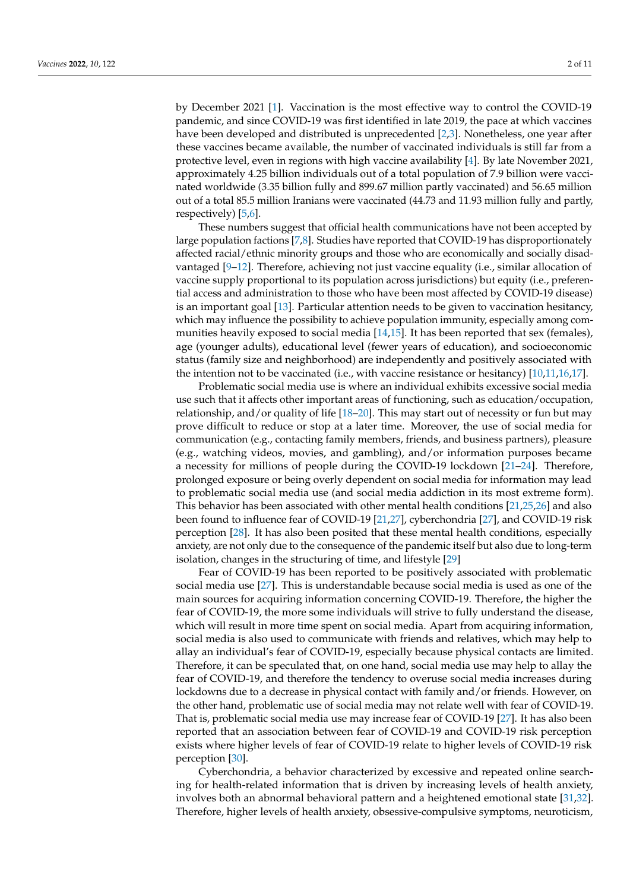by December 2021 [1]. Vaccination is the most effective way to control the COVID-19 pandemic, and since COVID-19 was first identified in late 2019, the pace at which vaccines have been developed and distributed is unprecedented [2,3]. Nonetheless, one year after these vaccines became available, the number of vaccinated individuals is still far from a protective level, even in regions with high vaccine availability [4]. By late November 2021, approximately 4.25 billion individuals out of a total population of 7.9 billion were vaccinated worldwide (3.35 billion fully and 899.67 million partly vaccinated) and 56.65 million out of a total 85.5 million Iranians were vaccinated (44.73 and 11.93 million fully and partly, respectively) [5,6].

These numbers suggest that official health communications have not been accepted by large population factions [7,8]. Studies have reported that COVID-19 has disproportionately affected racial/ethnic minority groups and those who are economically and socially disadvantaged [9–12]. Therefore, achieving not just vaccine equality (i.e., similar allocation of vaccine supply proportional to its population across jurisdictions) but equity (i.e., preferential access and administration to those who have been most affected by COVID-19 disease) is an important goal [13]. Particular attention needs to be given to vaccination hesitancy, which may influence the possibility to achieve population immunity, especially among communities heavily exposed to social media [14,15]. It has been reported that sex (females), age (younger adults), educational level (fewer years of education), and socioeconomic status (family size and neighborhood) are independently and positively associated with the intention not to be vaccinated (i.e., with vaccine resistance or hesitancy) [10,11,16,17].

Problematic social media use is where an individual exhibits excessive social media use such that it affects other important areas of functioning, such as education/occupation, relationship, and/or quality of life [18–20]. This may start out of necessity or fun but may prove difficult to reduce or stop at a later time. Moreover, the use of social media for communication (e.g., contacting family members, friends, and business partners), pleasure (e.g., watching videos, movies, and gambling), and/or information purposes became a necessity for millions of people during the COVID-19 lockdown [21–24]. Therefore, prolonged exposure or being overly dependent on social media for information may lead to problematic social media use (and social media addiction in its most extreme form). This behavior has been associated with other mental health conditions [21,25,26] and also been found to influence fear of COVID-19 [21,27], cyberchondria [27], and COVID-19 risk perception [28]. It has also been posited that these mental health conditions, especially anxiety, are not only due to the consequence of the pandemic itself but also due to long-term isolation, changes in the structuring of time, and lifestyle [29]

Fear of COVID-19 has been reported to be positively associated with problematic social media use [27]. This is understandable because social media is used as one of the main sources for acquiring information concerning COVID-19. Therefore, the higher the fear of COVID-19, the more some individuals will strive to fully understand the disease, which will result in more time spent on social media. Apart from acquiring information, social media is also used to communicate with friends and relatives, which may help to allay an individual's fear of COVID-19, especially because physical contacts are limited. Therefore, it can be speculated that, on one hand, social media use may help to allay the fear of COVID-19, and therefore the tendency to overuse social media increases during lockdowns due to a decrease in physical contact with family and/or friends. However, on the other hand, problematic use of social media may not relate well with fear of COVID-19. That is, problematic social media use may increase fear of COVID-19 [27]. It has also been reported that an association between fear of COVID-19 and COVID-19 risk perception exists where higher levels of fear of COVID-19 relate to higher levels of COVID-19 risk perception [30].

Cyberchondria, a behavior characterized by excessive and repeated online searching for health-related information that is driven by increasing levels of health anxiety, involves both an abnormal behavioral pattern and a heightened emotional state [31,32]. Therefore, higher levels of health anxiety, obsessive-compulsive symptoms, neuroticism,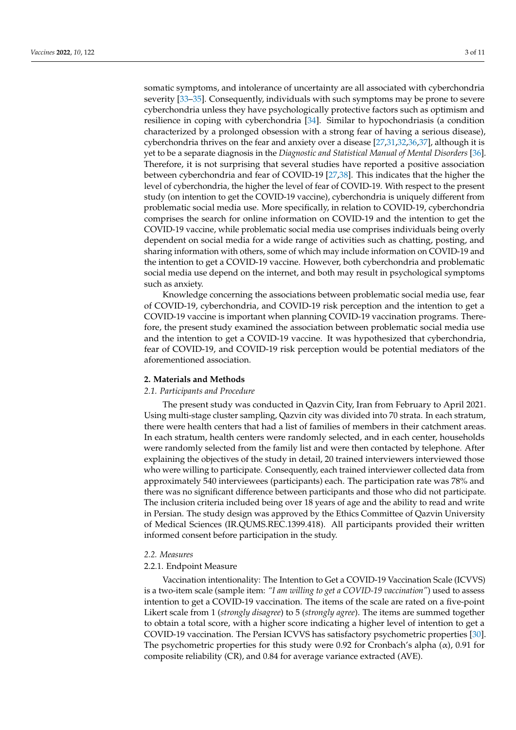somatic symptoms, and intolerance of uncertainty are all associated with cyberchondria severity [33–35]. Consequently, individuals with such symptoms may be prone to severe cyberchondria unless they have psychologically protective factors such as optimism and resilience in coping with cyberchondria [34]. Similar to hypochondriasis (a condition characterized by a prolonged obsession with a strong fear of having a serious disease), cyberchondria thrives on the fear and anxiety over a disease [27,31,32,36,37], although it is yet to be a separate diagnosis in the *Diagnostic and Statistical Manual of Mental Disorders* [36]. Therefore, it is not surprising that several studies have reported a positive association between cyberchondria and fear of COVID-19 [27,38]. This indicates that the higher the level of cyberchondria, the higher the level of fear of COVID-19. With respect to the present study (on intention to get the COVID-19 vaccine), cyberchondria is uniquely different from problematic social media use. More specifically, in relation to COVID-19, cyberchondria comprises the search for online information on COVID-19 and the intention to get the COVID-19 vaccine, while problematic social media use comprises individuals being overly dependent on social media for a wide range of activities such as chatting, posting, and sharing information with others, some of which may include information on COVID-19 and the intention to get a COVID-19 vaccine. However, both cyberchondria and problematic social media use depend on the internet, and both may result in psychological symptoms such as anxiety.

Knowledge concerning the associations between problematic social media use, fear of COVID-19, cyberchondria, and COVID-19 risk perception and the intention to get a COVID-19 vaccine is important when planning COVID-19 vaccination programs. Therefore, the present study examined the association between problematic social media use and the intention to get a COVID-19 vaccine. It was hypothesized that cyberchondria, fear of COVID-19, and COVID-19 risk perception would be potential mediators of the aforementioned association.

## 2. Materials and Methods

### *2.1. Participants and Procedure*

The present study was conducted in Qazvin City, Iran from February to April 2021. Using multi-stage cluster sampling, Qazvin city was divided into 70 strata. In each stratum, there were health centers that had a list of families of members in their catchment areas. In each stratum, health centers were randomly selected, and in each center, households were randomly selected from the family list and were then contacted by telephone. After explaining the objectives of the study in detail, 20 trained interviewers interviewed those who were willing to participate. Consequently, each trained interviewer collected data from approximately 540 interviewees (participants) each. The participation rate was 78% and there was no significant difference between participants and those who did not participate. The inclusion criteria included being over 18 years of age and the ability to read and write in Persian. The study design was approved by the Ethics Committee of Qazvin University of Medical Sciences (IR.QUMS.REC.1399.418). All participants provided their written informed consent before participation in the study.

### *2.2. Measures*

#### 2.2.1. Endpoint Measure

Vaccination intentionality: The Intention to Get a COVID-19 Vaccination Scale (ICVVS) is a two-item scale (sample item: *"I am willing to get a COVID-19 vaccination"*) used to assess intention to get a COVID-19 vaccination. The items of the scale are rated on a five-point Likert scale from 1 (*strongly disagree*) to 5 (*strongly agree*). The items are summed together to obtain a total score, with a higher score indicating a higher level of intention to get a COVID-19 vaccination. The Persian ICVVS has satisfactory psychometric properties [30]. The psychometric properties for this study were 0.92 for Cronbach's alpha ($\alpha$), 0.91 for composite reliability (CR), and 0.84 for average variance extracted (AVE).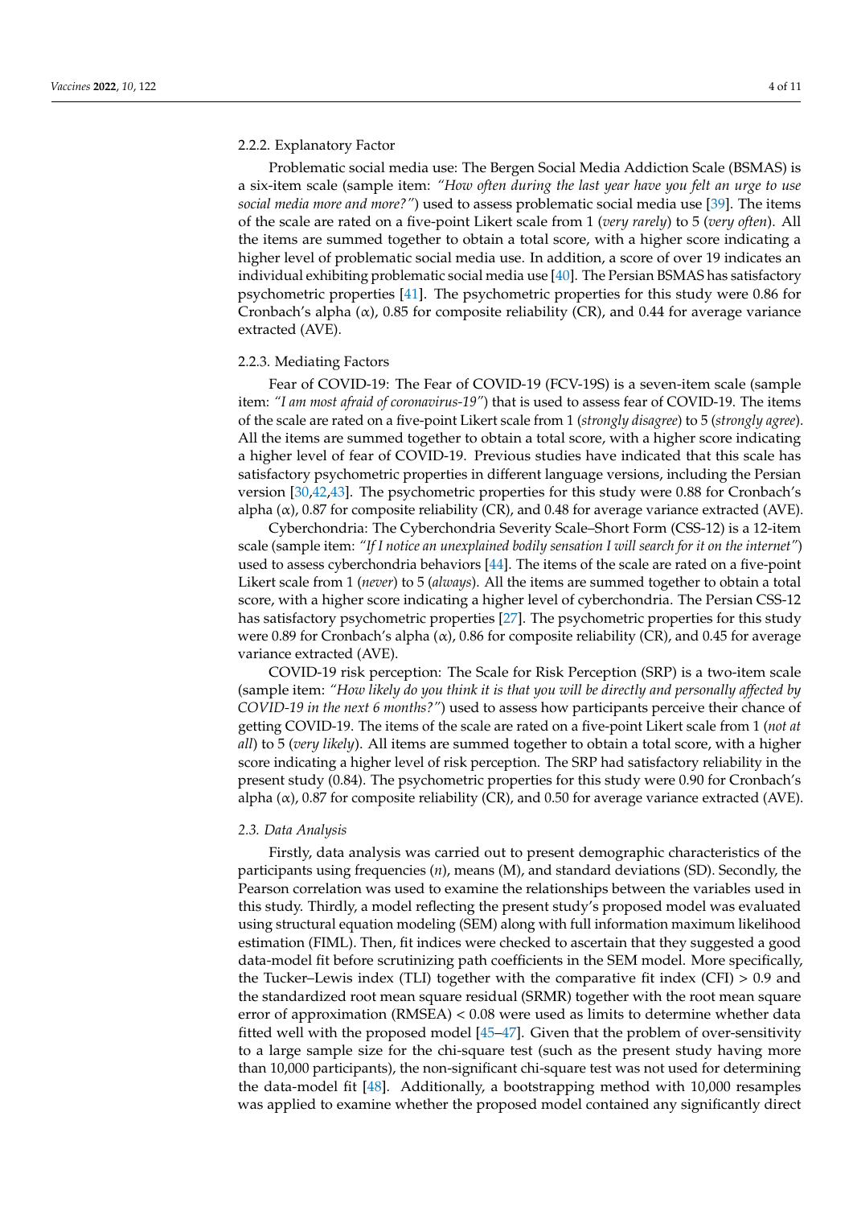#### 2.2.2. Explanatory Factor

Problematic social media use: The Bergen Social Media Addiction Scale (BSMAS) is a six-item scale (sample item: *"How often during the last year have you felt an urge to use social media more and more?"*) used to assess problematic social media use [39]. The items of the scale are rated on a five-point Likert scale from 1 (*very rarely*) to 5 (*very often*). All the items are summed together to obtain a total score, with a higher score indicating a higher level of problematic social media use. In addition, a score of over 19 indicates an individual exhibiting problematic social media use [40]. The Persian BSMAS has satisfactory psychometric properties [41]. The psychometric properties for this study were 0.86 for Cronbach's alpha ($\alpha$), 0.85 for composite reliability (CR), and 0.44 for average variance extracted (AVE).

#### 2.2.3. Mediating Factors

Fear of COVID-19: The Fear of COVID-19 (FCV-19S) is a seven-item scale (sample item: *"I am most afraid of coronavirus-19"*) that is used to assess fear of COVID-19. The items of the scale are rated on a five-point Likert scale from 1 (*strongly disagree*) to 5 (*strongly agree*). All the items are summed together to obtain a total score, with a higher score indicating a higher level of fear of COVID-19. Previous studies have indicated that this scale has satisfactory psychometric properties in different language versions, including the Persian version [30,42,43]. The psychometric properties for this study were 0.88 for Cronbach's alpha ($\alpha$), 0.87 for composite reliability (CR), and 0.48 for average variance extracted (AVE).

Cyberchondria: The Cyberchondria Severity Scale–Short Form (CSS-12) is a 12-item scale (sample item: *"If I notice an unexplained bodily sensation I will search for it on the internet"*) used to assess cyberchondria behaviors [44]. The items of the scale are rated on a five-point Likert scale from 1 (*never*) to 5 (*always*). All the items are summed together to obtain a total score, with a higher score indicating a higher level of cyberchondria. The Persian CSS-12 has satisfactory psychometric properties [27]. The psychometric properties for this study were 0.89 for Cronbach's alpha ($\alpha$), 0.86 for composite reliability (CR), and 0.45 for average variance extracted (AVE).

COVID-19 risk perception: The Scale for Risk Perception (SRP) is a two-item scale (sample item: *"How likely do you think it is that you will be directly and personally affected by COVID-19 in the next 6 months?"*) used to assess how participants perceive their chance of getting COVID-19. The items of the scale are rated on a five-point Likert scale from 1 (*not at all*) to 5 (*very likely*). All items are summed together to obtain a total score, with a higher score indicating a higher level of risk perception. The SRP had satisfactory reliability in the present study (0.84). The psychometric properties for this study were 0.90 for Cronbach's alpha ($\alpha$), 0.87 for composite reliability (CR), and 0.50 for average variance extracted (AVE).

### *2.3. Data Analysis*

Firstly, data analysis was carried out to present demographic characteristics of the participants using frequencies ($n$), means (M), and standard deviations (SD). Secondly, the Pearson correlation was used to examine the relationships between the variables used in this study. Thirdly, a model reflecting the present study's proposed model was evaluated using structural equation modeling (SEM) along with full information maximum likelihood estimation (FIML). Then, fit indices were checked to ascertain that they suggested a good data-model fit before scrutinizing path coefficients in the SEM model. More specifically, the Tucker–Lewis index (TLI) together with the comparative fit index (CFI) > 0.9 and the standardized root mean square residual (SRMR) together with the root mean square error of approximation (RMSEA) < 0.08 were used as limits to determine whether data fitted well with the proposed model [45–47]. Given that the problem of over-sensitivity to a large sample size for the chi-square test (such as the present study having more than 10,000 participants), the non-significant chi-square test was not used for determining the data-model fit [48]. Additionally, a bootstrapping method with 10,000 resamples was applied to examine whether the proposed model contained any significantly direct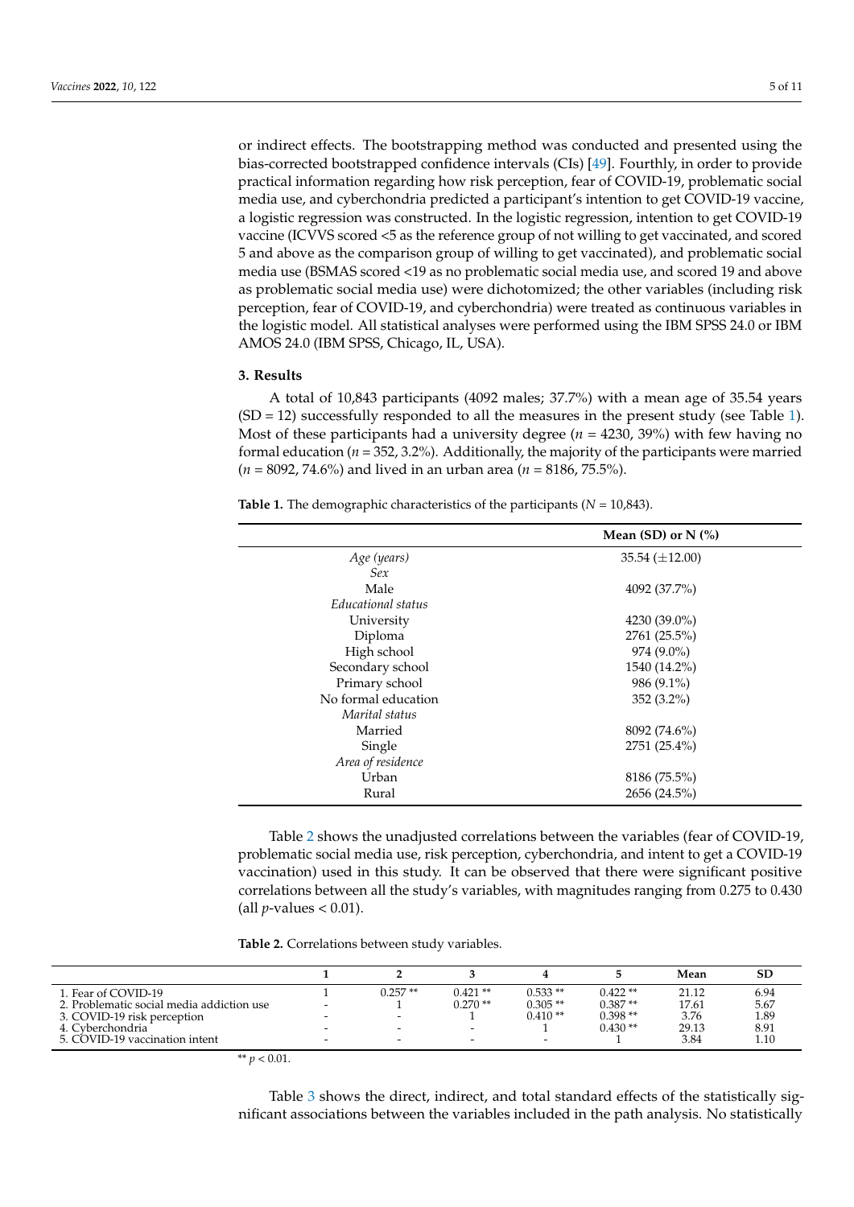or indirect effects. The bootstrapping method was conducted and presented using the bias-corrected bootstrapped confidence intervals (CIs) [49]. Fourthly, in order to provide practical information regarding how risk perception, fear of COVID-19, problematic social media use, and cyberchondria predicted a participant's intention to get COVID-19 vaccine, a logistic regression was constructed. In the logistic regression, intention to get COVID-19 vaccine (ICVVS scored <5 as the reference group of not willing to get vaccinated, and scored 5 and above as the comparison group of willing to get vaccinated), and problematic social media use (BSMAS scored <19 as no problematic social media use, and scored 19 and above as problematic social media use) were dichotomized; the other variables (including risk perception, fear of COVID-19, and cyberchondria) were treated as continuous variables in the logistic model. All statistical analyses were performed using the IBM SPSS 24.0 or IBM AMOS 24.0 (IBM SPSS, Chicago, IL, USA).

## 3. Results

A total of 10,843 participants (4092 males; 37.7%) with a mean age of 35.54 years (SD = 12) successfully responded to all the measures in the present study (see Table 1). Most of these participants had a university degree (*n* = 4230, 39%) with few having no formal education (*n* = 352, 3.2%). Additionally, the majority of the participants were married (*n* = 8092, 74.6%) and lived in an urban area (*n* = 8186, 75.5%).

**Table 1.** The demographic characteristics of the participants (*N* = 10,843).

| | Mean (SD) or N (%) |
|---|---|
| *Age (years)* | 35.54 (±12.00) |
| *Sex* | |
| Male | 4092 (37.7%) |
| *Educational status* | |
| University | 4230 (39.0%) |
| Diploma | 2761 (25.5%) |
| High school | 974 (9.0%) |
| Secondary school | 1540 (14.2%) |
| Primary school | 986 (9.1%) |
| No formal education | 352 (3.2%) |
| *Marital status* | |
| Married | 8092 (74.6%) |
| Single | 2751 (25.4%) |
| *Area of residence* | |
| Urban | 8186 (75.5%) |
| Rural | 2656 (24.5%) |

Table 2 shows the unadjusted correlations between the variables (fear of COVID-19, problematic social media use, risk perception, cyberchondria, and intent to get a COVID-19 vaccination) used in this study. It can be observed that there were significant positive correlations between all the study's variables, with magnitudes ranging from 0.275 to 0.430 (all *p*-values < 0.01).

**Table 2.** Correlations between study variables.

| | 1 | 2 | 3 | 4 | 5 | Mean | SD |
|---|---|---|---|---|---|---|---|
| 1. Fear of COVID-19 | 1 | 0.257 ** | 0.421 ** | 0.533 ** | 0.422 ** | 21.12 | 6.94 |
| 2. Problematic social media addiction use | - | 1 | 0.270 ** | 0.305 ** | 0.387 ** | 17.61 | 5.67 |
| 3. COVID-19 risk perception | - | - | 1 | 0.410 ** | 0.398 ** | 3.76 | 1.89 |
| 4. Cyberchondria | - | - | - | 1 | 0.430 ** | 29.13 | 8.91 |
| 5. COVID-19 vaccination intent | - | - | - | - | 1 | 3.84 | 1.10 |

** $p < 0.01$.

Table 3 shows the direct, indirect, and total standard effects of the statistically significant associations between the variables included in the path analysis. No statistically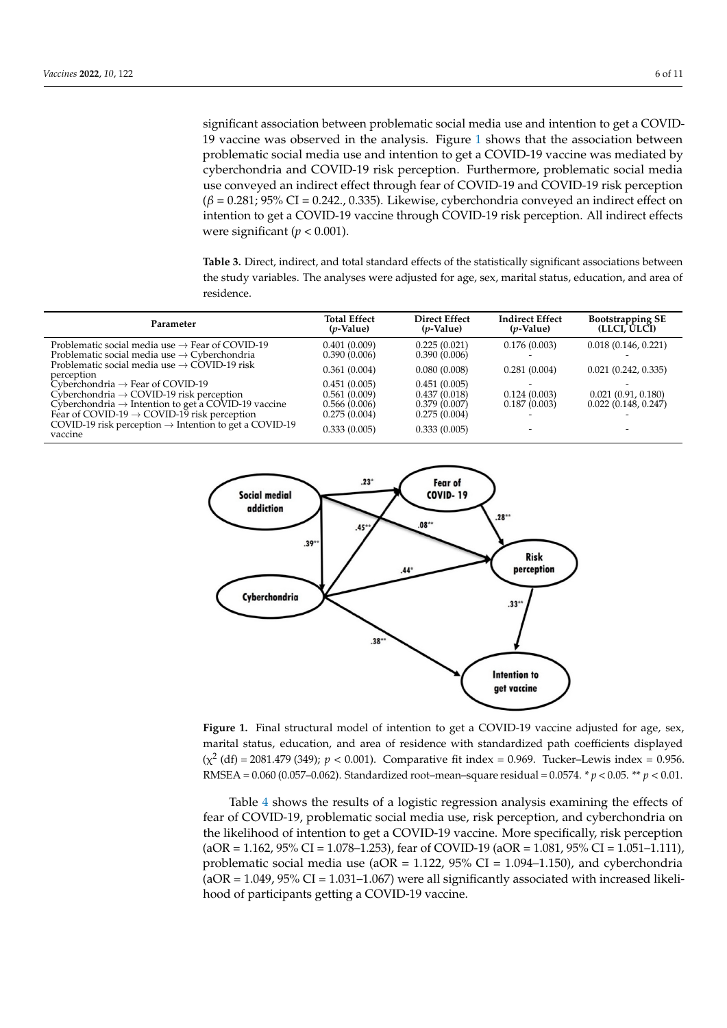significant association between problematic social media use and intention to get a COVID-19 vaccine was observed in the analysis. Figure 1 shows that the association between problematic social media use and intention to get a COVID-19 vaccine was mediated by cyberchondria and COVID-19 risk perception. Furthermore, problematic social media use conveyed an indirect effect through fear of COVID-19 and COVID-19 risk perception ($\beta = 0.281$; 95% CI = 0.242., 0.335). Likewise, cyberchondria conveyed an indirect effect on intention to get a COVID-19 vaccine through COVID-19 risk perception. All indirect effects were significant ($p < 0.001$).

**Table 3.** Direct, indirect, and total standard effects of the statistically significant associations between the study variables. The analyses were adjusted for age, sex, marital status, education, and area of residence.

| Parameter | Total Effect (*p*-Value) | Direct Effect (*p*-Value) | Indirect Effect (*p*-Value) | Bootstrapping SE (LLCI, ULCI) |
|---|---|---|---|---|
| Problematic social media use → Fear of COVID-19 | 0.401 (0.009) | 0.225 (0.021) | 0.176 (0.003) | 0.018 (0.146, 0.221) |
| Problematic social media use → Cyberchondria | 0.390 (0.006) | 0.390 (0.006) | - | - |
| Problematic social media use → COVID-19 risk perception | 0.361 (0.004) | 0.080 (0.008) | 0.281 (0.004) | 0.021 (0.242, 0.335) |
| Cyberchondria → Fear of COVID-19 | 0.451 (0.005) | 0.451 (0.005) | - | - |
| Cyberchondria → COVID-19 risk perception | 0.561 (0.009) | 0.437 (0.018) | 0.124 (0.003) | 0.021 (0.91, 0.180) |
| Cyberchondria → Intention to get a COVID-19 vaccine | 0.566 (0.006) | 0.379 (0.007) | 0.187 (0.003) | 0.022 (0.148, 0.247) |
| Fear of COVID-19 → COVID-19 risk perception | 0.275 (0.004) | 0.275 (0.004) | - | - |
| COVID-19 risk perception → Intention to get a COVID-19 vaccine | 0.333 (0.005) | 0.333 (0.005) | - | - |

**Figure 1.** Final structural model of intention to get a COVID-19 vaccine adjusted for age, sex, marital status, education, and area of residence with standardized path coefficients displayed ($\chi^2$ (df) = 2081.479 (349); $p < 0.001$). Comparative fit index = 0.969. Tucker–Lewis index = 0.956. RMSEA = 0.060 (0.057–0.062). Standardized root–mean–square residual = 0.0574. * $p < 0.05$. ** $p < 0.01$.

Table 4 shows the results of a logistic regression analysis examining the effects of fear of COVID-19, problematic social media use, risk perception, and cyberchondria on the likelihood of intention to get a COVID-19 vaccine. More specifically, risk perception (aOR = 1.162, 95% CI = 1.078–1.253), fear of COVID-19 (aOR = 1.081, 95% CI = 1.051–1.111), problematic social media use (aOR = 1.122, 95% CI = 1.094–1.150), and cyberchondria (aOR = 1.049, 95% CI = 1.031–1.067) were all significantly associated with increased likelihood of participants getting a COVID-19 vaccine.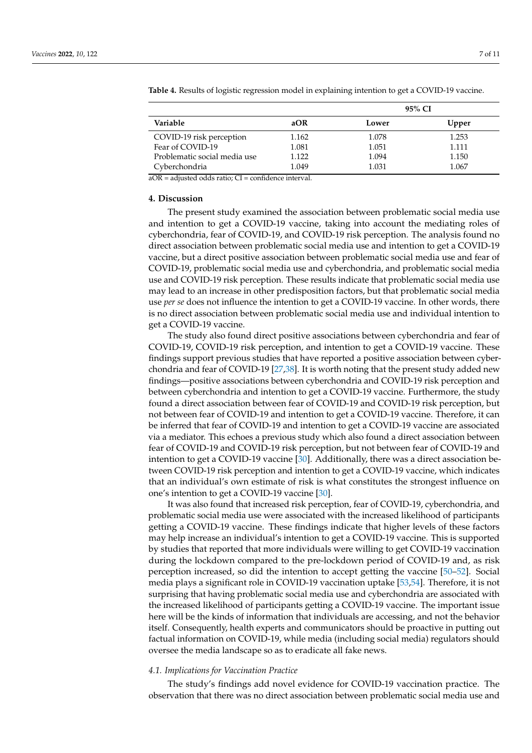**Table 4.** Results of logistic regression model in explaining intention to get a COVID-19 vaccine.

| Variable | aOR | 95% CI | |
|---|---|---|---|
| | | Lower | Upper |
| COVID-19 risk perception | 1.162 | 1.078 | 1.253 |
| Fear of COVID-19 | 1.081 | 1.051 | 1.111 |
| Problematic social media use | 1.122 | 1.094 | 1.150 |
| Cyberchondria | 1.049 | 1.031 | 1.067 |

aOR = adjusted odds ratio; CI = confidence interval.

## 4. Discussion

The present study examined the association between problematic social media use and intention to get a COVID-19 vaccine, taking into account the mediating roles of cyberchondria, fear of COVID-19, and COVID-19 risk perception. The analysis found no direct association between problematic social media use and intention to get a COVID-19 vaccine, but a direct positive association between problematic social media use and fear of COVID-19, problematic social media use and cyberchondria, and problematic social media use and COVID-19 risk perception. These results indicate that problematic social media use may lead to an increase in other predisposition factors, but that problematic social media use *per se* does not influence the intention to get a COVID-19 vaccine. In other words, there is no direct association between problematic social media use and individual intention to get a COVID-19 vaccine.

The study also found direct positive associations between cyberchondria and fear of COVID-19, COVID-19 risk perception, and intention to get a COVID-19 vaccine. These findings support previous studies that have reported a positive association between cyberchondria and fear of COVID-19 [27,38]. It is worth noting that the present study added new findings—positive associations between cyberchondria and COVID-19 risk perception and between cyberchondria and intention to get a COVID-19 vaccine. Furthermore, the study found a direct association between fear of COVID-19 and COVID-19 risk perception, but not between fear of COVID-19 and intention to get a COVID-19 vaccine. Therefore, it can be inferred that fear of COVID-19 and intention to get a COVID-19 vaccine are associated via a mediator. This echoes a previous study which also found a direct association between fear of COVID-19 and COVID-19 risk perception, but not between fear of COVID-19 and intention to get a COVID-19 vaccine [30]. Additionally, there was a direct association between COVID-19 risk perception and intention to get a COVID-19 vaccine, which indicates that an individual's own estimate of risk is what constitutes the strongest influence on one's intention to get a COVID-19 vaccine [30].

It was also found that increased risk perception, fear of COVID-19, cyberchondria, and problematic social media use were associated with the increased likelihood of participants getting a COVID-19 vaccine. These findings indicate that higher levels of these factors may help increase an individual's intention to get a COVID-19 vaccine. This is supported by studies that reported that more individuals were willing to get COVID-19 vaccination during the lockdown compared to the pre-lockdown period of COVID-19 and, as risk perception increased, so did the intention to accept getting the vaccine [50–52]. Social media plays a significant role in COVID-19 vaccination uptake [53,54]. Therefore, it is not surprising that having problematic social media use and cyberchondria are associated with the increased likelihood of participants getting a COVID-19 vaccine. The important issue here will be the kinds of information that individuals are accessing, and not the behavior itself. Consequently, health experts and communicators should be proactive in putting out factual information on COVID-19, while media (including social media) regulators should oversee the media landscape so as to eradicate all fake news.

### *4.1. Implications for Vaccination Practice*

The study's findings add novel evidence for COVID-19 vaccination practice. The observation that there was no direct association between problematic social media use and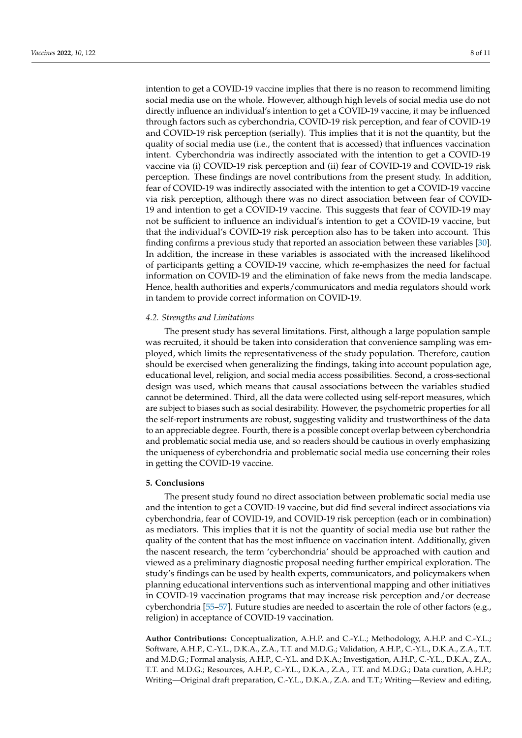intention to get a COVID-19 vaccine implies that there is no reason to recommend limiting social media use on the whole. However, although high levels of social media use do not directly influence an individual's intention to get a COVID-19 vaccine, it may be influenced through factors such as cyberchondria, COVID-19 risk perception, and fear of COVID-19 and COVID-19 risk perception (serially). This implies that it is not the quantity, but the quality of social media use (i.e., the content that is accessed) that influences vaccination intent. Cyberchondria was indirectly associated with the intention to get a COVID-19 vaccine via (i) COVID-19 risk perception and (ii) fear of COVID-19 and COVID-19 risk perception. These findings are novel contributions from the present study. In addition, fear of COVID-19 was indirectly associated with the intention to get a COVID-19 vaccine via risk perception, although there was no direct association between fear of COVID-19 and intention to get a COVID-19 vaccine. This suggests that fear of COVID-19 may not be sufficient to influence an individual's intention to get a COVID-19 vaccine, but that the individual's COVID-19 risk perception also has to be taken into account. This finding confirms a previous study that reported an association between these variables [30]. In addition, the increase in these variables is associated with the increased likelihood of participants getting a COVID-19 vaccine, which re-emphasizes the need for factual information on COVID-19 and the elimination of fake news from the media landscape. Hence, health authorities and experts/communicators and media regulators should work in tandem to provide correct information on COVID-19.

### *4.2. Strengths and Limitations*

The present study has several limitations. First, although a large population sample was recruited, it should be taken into consideration that convenience sampling was employed, which limits the representativeness of the study population. Therefore, caution should be exercised when generalizing the findings, taking into account population age, educational level, religion, and social media access possibilities. Second, a cross-sectional design was used, which means that causal associations between the variables studied cannot be determined. Third, all the data were collected using self-report measures, which are subject to biases such as social desirability. However, the psychometric properties for all the self-report instruments are robust, suggesting validity and trustworthiness of the data to an appreciable degree. Fourth, there is a possible concept overlap between cyberchondria and problematic social media use, and so readers should be cautious in overly emphasizing the uniqueness of cyberchondria and problematic social media use concerning their roles in getting the COVID-19 vaccine.

## **5. Conclusions**

The present study found no direct association between problematic social media use and the intention to get a COVID-19 vaccine, but did find several indirect associations via cyberchondria, fear of COVID-19, and COVID-19 risk perception (each or in combination) as mediators. This implies that it is not the quantity of social media use but rather the quality of the content that has the most influence on vaccination intent. Additionally, given the nascent research, the term 'cyberchondria' should be approached with caution and viewed as a preliminary diagnostic proposal needing further empirical exploration. The study's findings can be used by health experts, communicators, and policymakers when planning educational interventions such as interventional mapping and other initiatives in COVID-19 vaccination programs that may increase risk perception and/or decrease cyberchondria [55–57]. Future studies are needed to ascertain the role of other factors (e.g., religion) in acceptance of COVID-19 vaccination.

**Author Contributions:** Conceptualization, A.H.P. and C.-Y.L.; Methodology, A.H.P. and C.-Y.L.; Software, A.H.P., C.-Y.L., D.K.A., Z.A., T.T. and M.D.G.; Validation, A.H.P., C.-Y.L., D.K.A., Z.A., T.T. and M.D.G.; Formal analysis, A.H.P., C.-Y.L. and D.K.A.; Investigation, A.H.P., C.-Y.L., D.K.A., Z.A., T.T. and M.D.G.; Resources, A.H.P., C.-Y.L., D.K.A., Z.A., T.T. and M.D.G.; Data curation, A.H.P.; Writing—Original draft preparation, C.-Y.L., D.K.A., Z.A. and T.T.; Writing—Review and editing,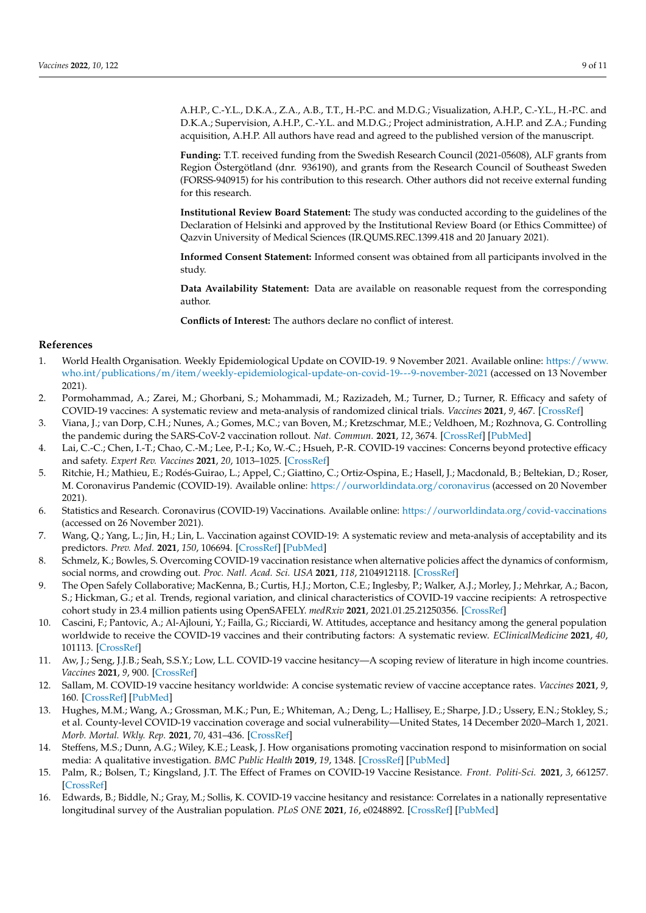A.H.P., C.-Y.L., D.K.A., Z.A., A.B., T.T., H.-P.C. and M.D.G.; Visualization, A.H.P., C.-Y.L., H.-P.C. and D.K.A.; Supervision, A.H.P., C.-Y.L. and M.D.G.; Project administration, A.H.P. and Z.A.; Funding acquisition, A.H.P. All authors have read and agreed to the published version of the manuscript.

**Funding:** T.T. received funding from the Swedish Research Council (2021-05608), ALF grants from Region Östergötland (dnr. 936190), and grants from the Research Council of Southeast Sweden (FORSS-940915) for his contribution to this research. Other authors did not receive external funding for this research.

**Institutional Review Board Statement:** The study was conducted according to the guidelines of the Declaration of Helsinki and approved by the Institutional Review Board (or Ethics Committee) of Qazvin University of Medical Sciences (IR.QUMS.REC.1399.418 and 20 January 2021).

**Informed Consent Statement:** Informed consent was obtained from all participants involved in the study.

**Data Availability Statement:** Data are available on reasonable request from the corresponding author.

**Conflicts of Interest:** The authors declare no conflict of interest.

## References

1. World Health Organisation. Weekly Epidemiological Update on COVID-19. 9 November 2021. Available online: https://www.who.int/publications/m/item/weekly-epidemiological-update-on-covid-19---9-november-2021 (accessed on 13 November 2021).
2. Pormohammad, A.; Zarei, M.; Ghorbani, S.; Mohammadi, M.; Razizadeh, M.; Turner, D.; Turner, R. Efficacy and safety of COVID-19 vaccines: A systematic review and meta-analysis of randomized clinical trials. *Vaccines* **2021**, *9*, 467. [CrossRef]
3. Viana, J.; van Dorp, C.H.; Nunes, A.; Gomes, M.C.; van Boven, M.; Kretzschmar, M.E.; Veldhoen, M.; Rozhnova, G. Controlling the pandemic during the SARS-CoV-2 vaccination rollout. *Nat. Commun.* **2021**, *12*, 3674. [CrossRef] [PubMed]
4. Lai, C.-C.; Chen, I.-T.; Chao, C.-M.; Lee, P.-I.; Ko, W.-C.; Hsueh, P.-R. COVID-19 vaccines: Concerns beyond protective efficacy and safety. *Expert Rev. Vaccines* **2021**, *20*, 1013–1025. [CrossRef]
5. Ritchie, H.; Mathieu, E.; Rodés-Guirao, L.; Appel, C.; Giattino, C.; Ortiz-Ospina, E.; Hasell, J.; Macdonald, B.; Beltekian, D.; Roser, M. Coronavirus Pandemic (COVID-19). Available online: https://ourworldindata.org/coronavirus (accessed on 20 November 2021).
6. Statistics and Research. Coronavirus (COVID-19) Vaccinations. Available online: https://ourworldindata.org/covid-vaccinations (accessed on 26 November 2021).
7. Wang, Q.; Yang, L.; Jin, H.; Lin, L. Vaccination against COVID-19: A systematic review and meta-analysis of acceptability and its predictors. *Prev. Med.* **2021**, *150*, 106694. [CrossRef] [PubMed]
8. Schmelz, K.; Bowles, S. Overcoming COVID-19 vaccination resistance when alternative policies affect the dynamics of conformism, social norms, and crowding out. *Proc. Natl. Acad. Sci. USA* **2021**, *118*, 2104912118. [CrossRef]
9. The Open Safely Collaborative; MacKenna, B.; Curtis, H.J.; Morton, C.E.; Inglesby, P.; Walker, A.J.; Morley, J.; Mehrkar, A.; Bacon, S.; Hickman, G.; et al. Trends, regional variation, and clinical characteristics of COVID-19 vaccine recipients: A retrospective cohort study in 23.4 million patients using OpenSAFELY. *medRxiv* **2021**, 2021.01.25.21250356. [CrossRef]
10. Cascini, F.; Pantovic, A.; Al-Ajlouni, Y.; Failla, G.; Ricciardi, W. Attitudes, acceptance and hesitancy among the general population worldwide to receive the COVID-19 vaccines and their contributing factors: A systematic review. *EClinicalMedicine* **2021**, *40*, 101113. [CrossRef]
11. Aw, J.; Seng, J.J.B.; Seah, S.S.Y.; Low, L.L. COVID-19 vaccine hesitancy—A scoping review of literature in high income countries. *Vaccines* **2021**, *9*, 900. [CrossRef]
12. Sallam, M. COVID-19 vaccine hesitancy worldwide: A concise systematic review of vaccine acceptance rates. *Vaccines* **2021**, *9*, 160. [CrossRef] [PubMed]
13. Hughes, M.M.; Wang, A.; Grossman, M.K.; Pun, E.; Whiteman, A.; Deng, L.; Hallisey, E.; Sharpe, J.D.; Ussery, E.N.; Stokley, S.; et al. County-level COVID-19 vaccination coverage and social vulnerability—United States, 14 December 2020–March 1, 2021. *Morb. Mortal. Wkly. Rep.* **2021**, *70*, 431–436. [CrossRef]
14. Steffens, M.S.; Dunn, A.G.; Wiley, K.E.; Leask, J. How organisations promoting vaccination respond to misinformation on social media: A qualitative investigation. *BMC Public Health* **2019**, *19*, 1348. [CrossRef] [PubMed]
15. Palm, R.; Bolsen, T.; Kingsland, J.T. The Effect of Frames on COVID-19 Vaccine Resistance. *Front. Politi-Sci.* **2021**, *3*, 661257. [CrossRef]
16. Edwards, B.; Biddle, N.; Gray, M.; Sollis, K. COVID-19 vaccine hesitancy and resistance: Correlates in a nationally representative longitudinal survey of the Australian population. *PLoS ONE* **2021**, *16*, e0248892. [CrossRef] [PubMed]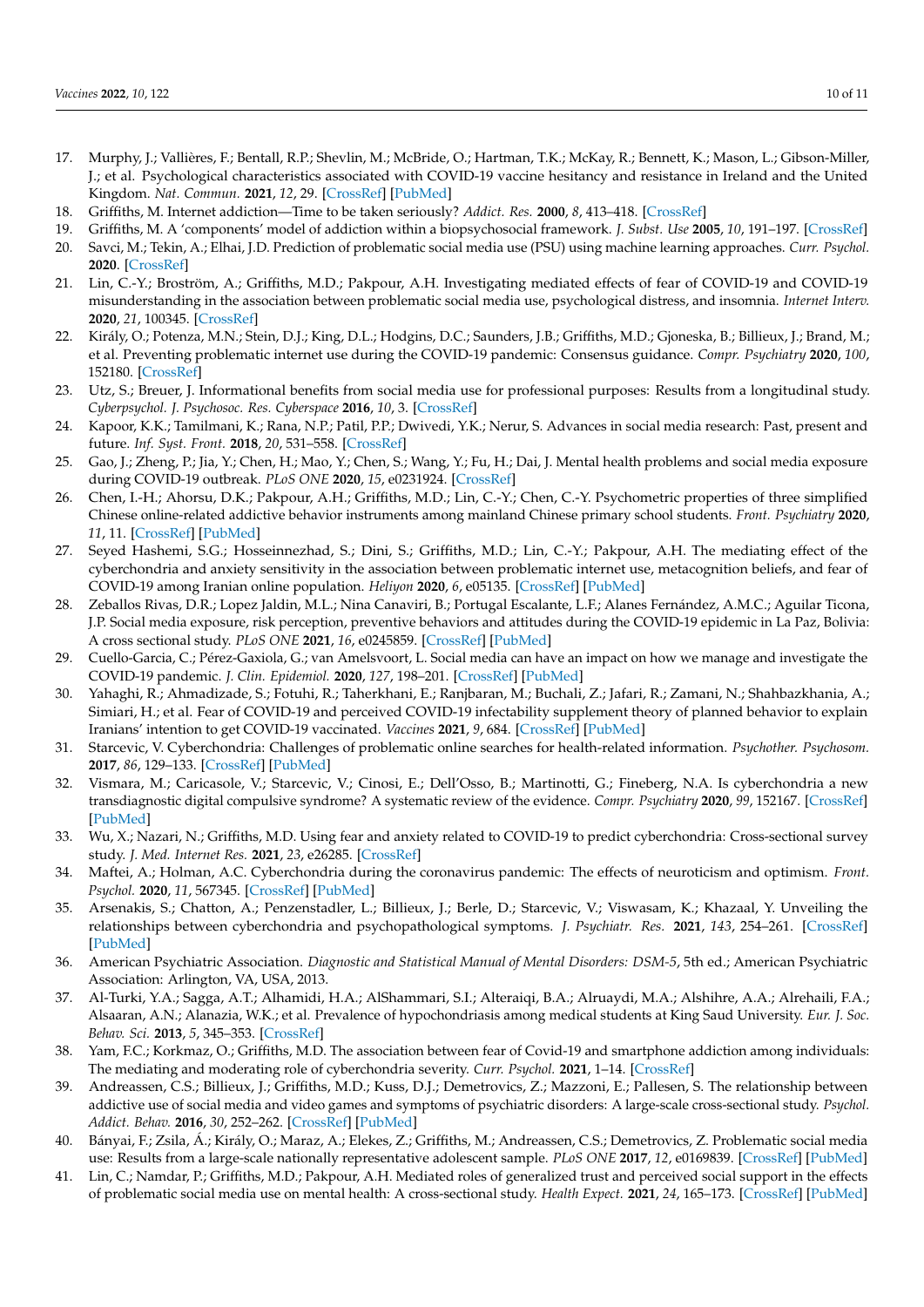17. Murphy, J.; Vallières, F.; Bentall, R.P.; Shevlin, M.; McBride, O.; Hartman, T.K.; McKay, R.; Bennett, K.; Mason, L.; Gibson-Miller, J.; et al. Psychological characteristics associated with COVID-19 vaccine hesitancy and resistance in Ireland and the United Kingdom. *Nat. Commun.* **2021**, *12*, 29. [CrossRef] [PubMed]
18. Griffiths, M. Internet addiction—Time to be taken seriously? *Addict. Res.* **2000**, *8*, 413–418. [CrossRef]
19. Griffiths, M. A 'components' model of addiction within a biopsychosocial framework. *J. Subst. Use* **2005**, *10*, 191–197. [CrossRef]
20. Savci, M.; Tekin, A.; Elhai, J.D. Prediction of problematic social media use (PSU) using machine learning approaches. *Curr. Psychol.* **2020**. [CrossRef]
21. Lin, C.-Y.; Broström, A.; Griffiths, M.D.; Pakpour, A.H. Investigating mediated effects of fear of COVID-19 and COVID-19 misunderstanding in the association between problematic social media use, psychological distress, and insomnia. *Internet Interv.* **2020**, *21*, 100345. [CrossRef]
22. Király, O.; Potenza, M.N.; Stein, D.J.; King, D.L.; Hodgins, D.C.; Saunders, J.B.; Griffiths, M.D.; Gjoneska, B.; Billieux, J.; Brand, M.; et al. Preventing problematic internet use during the COVID-19 pandemic: Consensus guidance. *Compr. Psychiatry* **2020**, *100*, 152180. [CrossRef]
23. Utz, S.; Breuer, J. Informational benefits from social media use for professional purposes: Results from a longitudinal study. *Cyberpsychol. J. Psychosoc. Res. Cyberspace* **2016**, *10*, 3. [CrossRef]
24. Kapoor, K.K.; Tamilmani, K.; Rana, N.P.; Patil, P.P.; Dwivedi, Y.K.; Nerur, S. Advances in social media research: Past, present and future. *Inf. Syst. Front.* **2018**, *20*, 531–558. [CrossRef]
25. Gao, J.; Zheng, P.; Jia, Y.; Chen, H.; Mao, Y.; Chen, S.; Wang, Y.; Fu, H.; Dai, J. Mental health problems and social media exposure during COVID-19 outbreak. *PLoS ONE* **2020**, *15*, e0231924. [CrossRef]
26. Chen, I.-H.; Ahorsu, D.K.; Pakpour, A.H.; Griffiths, M.D.; Lin, C.-Y.; Chen, C.-Y. Psychometric properties of three simplified Chinese online-related addictive behavior instruments among mainland Chinese primary school students. *Front. Psychiatry* **2020**, *11*, 11. [CrossRef] [PubMed]
27. Seyed Hashemi, S.G.; Hosseinnezhad, S.; Dini, S.; Griffiths, M.D.; Lin, C.-Y.; Pakpour, A.H. The mediating effect of the cyberchondria and anxiety sensitivity in the association between problematic internet use, metacognition beliefs, and fear of COVID-19 among Iranian online population. *Heliyon* **2020**, *6*, e05135. [CrossRef] [PubMed]
28. Zeballos Rivas, D.R.; Lopez Jaldin, M.L.; Nina Canaviri, B.; Portugal Escalante, L.F.; Alanes Fernández, A.M.C.; Aguilar Ticona, J.P. Social media exposure, risk perception, preventive behaviors and attitudes during the COVID-19 epidemic in La Paz, Bolivia: A cross sectional study. *PLoS ONE* **2021**, *16*, e0245859. [CrossRef] [PubMed]
29. Cuello-Garcia, C.; Pérez-Gaxiola, G.; van Amelsvoort, L. Social media can have an impact on how we manage and investigate the COVID-19 pandemic. *J. Clin. Epidemiol.* **2020**, *127*, 198–201. [CrossRef] [PubMed]
30. Yahaghi, R.; Ahmadizade, S.; Fotuhi, R.; Taherkhani, E.; Ranjbaran, M.; Buchali, Z.; Jafari, R.; Zamani, N.; Shahbazkhania, A.; Simiari, H.; et al. Fear of COVID-19 and perceived COVID-19 infectability supplement theory of planned behavior to explain Iranians' intention to get COVID-19 vaccinated. *Vaccines* **2021**, *9*, 684. [CrossRef] [PubMed]
31. Starcevic, V. Cyberchondria: Challenges of problematic online searches for health-related information. *Psychother. Psychosom.* **2017**, *86*, 129–133. [CrossRef] [PubMed]
32. Vismara, M.; Caricasole, V.; Starcevic, V.; Cinosi, E.; Dell'Osso, B.; Martinotti, G.; Fineberg, N.A. Is cyberchondria a new transdiagnostic digital compulsive syndrome? A systematic review of the evidence. *Compr. Psychiatry* **2020**, *99*, 152167. [CrossRef] [PubMed]
33. Wu, X.; Nazari, N.; Griffiths, M.D. Using fear and anxiety related to COVID-19 to predict cyberchondria: Cross-sectional survey study. *J. Med. Internet Res.* **2021**, *23*, e26285. [CrossRef]
34. Maftei, A.; Holman, A.C. Cyberchondria during the coronavirus pandemic: The effects of neuroticism and optimism. *Front. Psychol.* **2020**, *11*, 567345. [CrossRef] [PubMed]
35. Arsenakis, S.; Chatton, A.; Penzenstadler, L.; Billieux, J.; Berle, D.; Starcevic, V.; Viswasam, K.; Khazaal, Y. Unveiling the relationships between cyberchondria and psychopathological symptoms. *J. Psychiatr. Res.* **2021**, *143*, 254–261. [CrossRef] [PubMed]
36. American Psychiatric Association. *Diagnostic and Statistical Manual of Mental Disorders: DSM-5*, 5th ed.; American Psychiatric Association: Arlington, VA, USA, 2013.
37. Al-Turki, Y.A.; Sagga, A.T.; Alhamidi, H.A.; AlShammari, S.I.; Alteraiqi, B.A.; Alruaydi, M.A.; Alshihre, A.A.; Alrehaili, F.A.; Alsaaran, A.N.; Alanazia, W.K.; et al. Prevalence of hypochondriasis among medical students at King Saud University. *Eur. J. Soc. Behav. Sci.* **2013**, *5*, 345–353. [CrossRef]
38. Yam, F.C.; Korkmaz, O.; Griffiths, M.D. The association between fear of Covid-19 and smartphone addiction among individuals: The mediating and moderating role of cyberchondria severity. *Curr. Psychol.* **2021**, 1–14. [CrossRef]
39. Andreassen, C.S.; Billieux, J.; Griffiths, M.D.; Kuss, D.J.; Demetrovics, Z.; Mazzoni, E.; Pallesen, S. The relationship between addictive use of social media and video games and symptoms of psychiatric disorders: A large-scale cross-sectional study. *Psychol. Addict. Behav.* **2016**, *30*, 252–262. [CrossRef] [PubMed]
40. Bányai, F.; Zsila, Á.; Király, O.; Maraz, A.; Elekes, Z.; Griffiths, M.; Andreassen, C.S.; Demetrovics, Z. Problematic social media use: Results from a large-scale nationally representative adolescent sample. *PLoS ONE* **2017**, *12*, e0169839. [CrossRef] [PubMed]
41. Lin, C.; Namdar, P.; Griffiths, M.D.; Pakpour, A.H. Mediated roles of generalized trust and perceived social support in the effects of problematic social media use on mental health: A cross-sectional study. *Health Expect.* **2021**, *24*, 165–173. [CrossRef] [PubMed]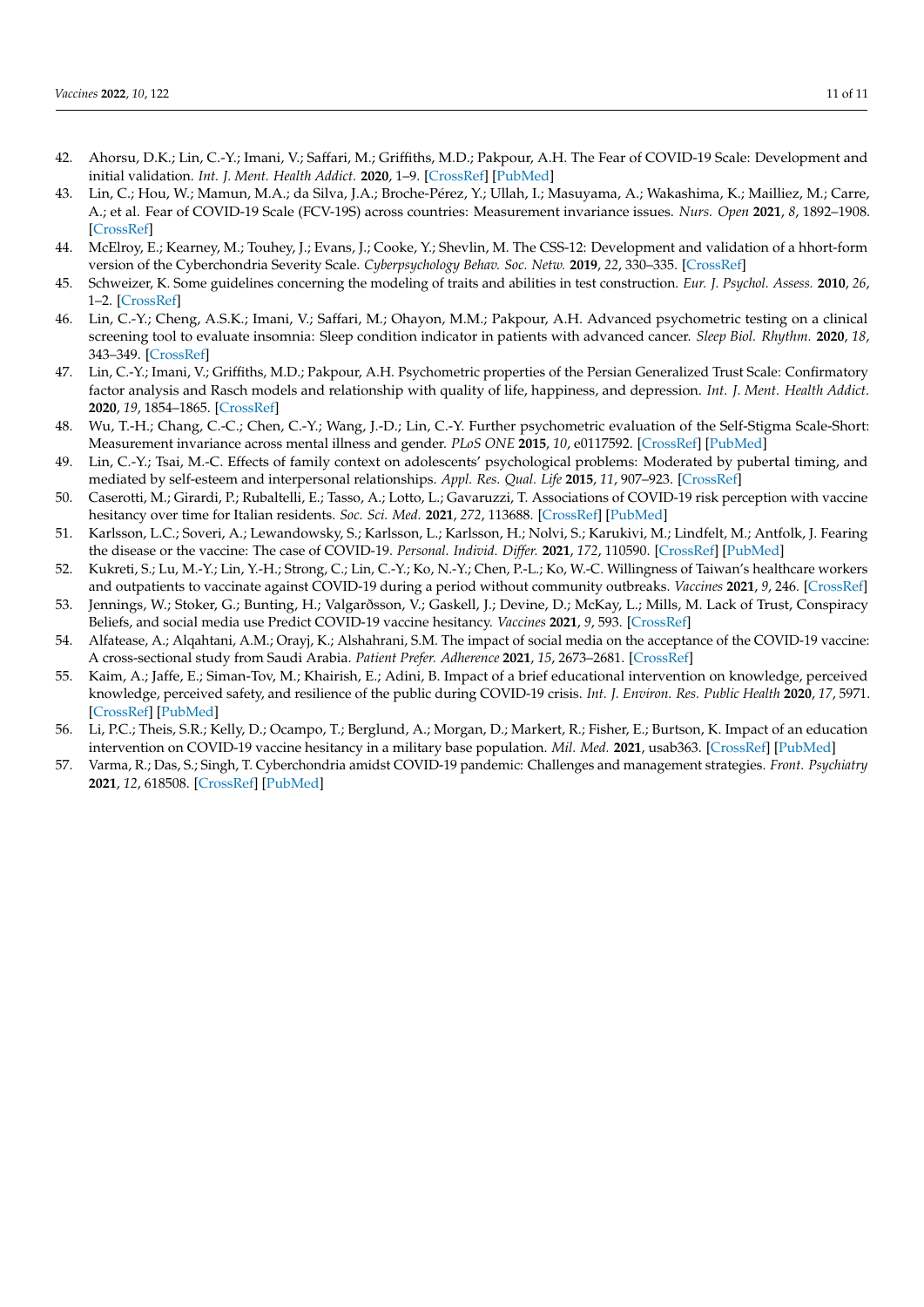42. Ahorsu, D.K.; Lin, C.-Y.; Imani, V.; Saffari, M.; Griffiths, M.D.; Pakpour, A.H. The Fear of COVID-19 Scale: Development and initial validation. *Int. J. Ment. Health Addict.* **2020**, 1–9. [CrossRef] [PubMed]
43. Lin, C.; Hou, W.; Mamun, M.A.; da Silva, J.A.; Broche-Pérez, Y.; Ullah, I.; Masuyama, A.; Wakashima, K.; Mailliez, M.; Carre, A.; et al. Fear of COVID-19 Scale (FCV-19S) across countries: Measurement invariance issues. *Nurs. Open* **2021**, *8*, 1892–1908. [CrossRef]
44. McElroy, E.; Kearney, M.; Touhey, J.; Evans, J.; Cooke, Y.; Shevlin, M. The CSS-12: Development and validation of a hhort-form version of the Cyberchondria Severity Scale. *Cyberpsychology Behav. Soc. Netw.* **2019**, *22*, 330–335. [CrossRef]
45. Schweizer, K. Some guidelines concerning the modeling of traits and abilities in test construction. *Eur. J. Psychol. Assess.* **2010**, *26*, 1–2. [CrossRef]
46. Lin, C.-Y.; Cheng, A.S.K.; Imani, V.; Saffari, M.; Ohayon, M.M.; Pakpour, A.H. Advanced psychometric testing on a clinical screening tool to evaluate insomnia: Sleep condition indicator in patients with advanced cancer. *Sleep Biol. Rhythm.* **2020**, *18*, 343–349. [CrossRef]
47. Lin, C.-Y.; Imani, V.; Griffiths, M.D.; Pakpour, A.H. Psychometric properties of the Persian Generalized Trust Scale: Confirmatory factor analysis and Rasch models and relationship with quality of life, happiness, and depression. *Int. J. Ment. Health Addict.* **2020**, *19*, 1854–1865. [CrossRef]
48. Wu, T.-H.; Chang, C.-C.; Chen, C.-Y.; Wang, J.-D.; Lin, C.-Y. Further psychometric evaluation of the Self-Stigma Scale-Short: Measurement invariance across mental illness and gender. *PLoS ONE* **2015**, *10*, e0117592. [CrossRef] [PubMed]
49. Lin, C.-Y.; Tsai, M.-C. Effects of family context on adolescents' psychological problems: Moderated by pubertal timing, and mediated by self-esteem and interpersonal relationships. *Appl. Res. Qual. Life* **2015**, *11*, 907–923. [CrossRef]
50. Caserotti, M.; Girardi, P.; Rubaltelli, E.; Tasso, A.; Lotto, L.; Gavaruzzi, T. Associations of COVID-19 risk perception with vaccine hesitancy over time for Italian residents. *Soc. Sci. Med.* **2021**, *272*, 113688. [CrossRef] [PubMed]
51. Karlsson, L.C.; Soveri, A.; Lewandowsky, S.; Karlsson, L.; Karlsson, H.; Nolvi, S.; Karukivi, M.; Lindfelt, M.; Antfolk, J. Fearing the disease or the vaccine: The case of COVID-19. *Personal. Individ. Differ.* **2021**, *172*, 110590. [CrossRef] [PubMed]
52. Kukreti, S.; Lu, M.-Y.; Lin, Y.-H.; Strong, C.; Lin, C.-Y.; Ko, N.-Y.; Chen, P.-L.; Ko, W.-C. Willingness of Taiwan's healthcare workers and outpatients to vaccinate against COVID-19 during a period without community outbreaks. *Vaccines* **2021**, *9*, 246. [CrossRef]
53. Jennings, W.; Stoker, G.; Bunting, H.; Valgarðsson, V.; Gaskell, J.; Devine, D.; McKay, L.; Mills, M. Lack of Trust, Conspiracy Beliefs, and social media use Predict COVID-19 vaccine hesitancy. *Vaccines* **2021**, *9*, 593. [CrossRef]
54. Alfatease, A.; Alqahtani, A.M.; Orayj, K.; Alshahrani, S.M. The impact of social media on the acceptance of the COVID-19 vaccine: A cross-sectional study from Saudi Arabia. *Patient Prefer. Adherence* **2021**, *15*, 2673–2681. [CrossRef]
55. Kaim, A.; Jaffe, E.; Siman-Tov, M.; Khairish, E.; Adini, B. Impact of a brief educational intervention on knowledge, perceived knowledge, perceived safety, and resilience of the public during COVID-19 crisis. *Int. J. Environ. Res. Public Health* **2020**, *17*, 5971. [CrossRef] [PubMed]
56. Li, P.C.; Theis, S.R.; Kelly, D.; Ocampo, T.; Berglund, A.; Morgan, D.; Markert, R.; Fisher, E.; Burtson, K. Impact of an education intervention on COVID-19 vaccine hesitancy in a military base population. *Mil. Med.* **2021**, usab363. [CrossRef] [PubMed]
57. Varma, R.; Das, S.; Singh, T. Cyberchondria amidst COVID-19 pandemic: Challenges and management strategies. *Front. Psychiatry* **2021**, *12*, 618508. [CrossRef] [PubMed]